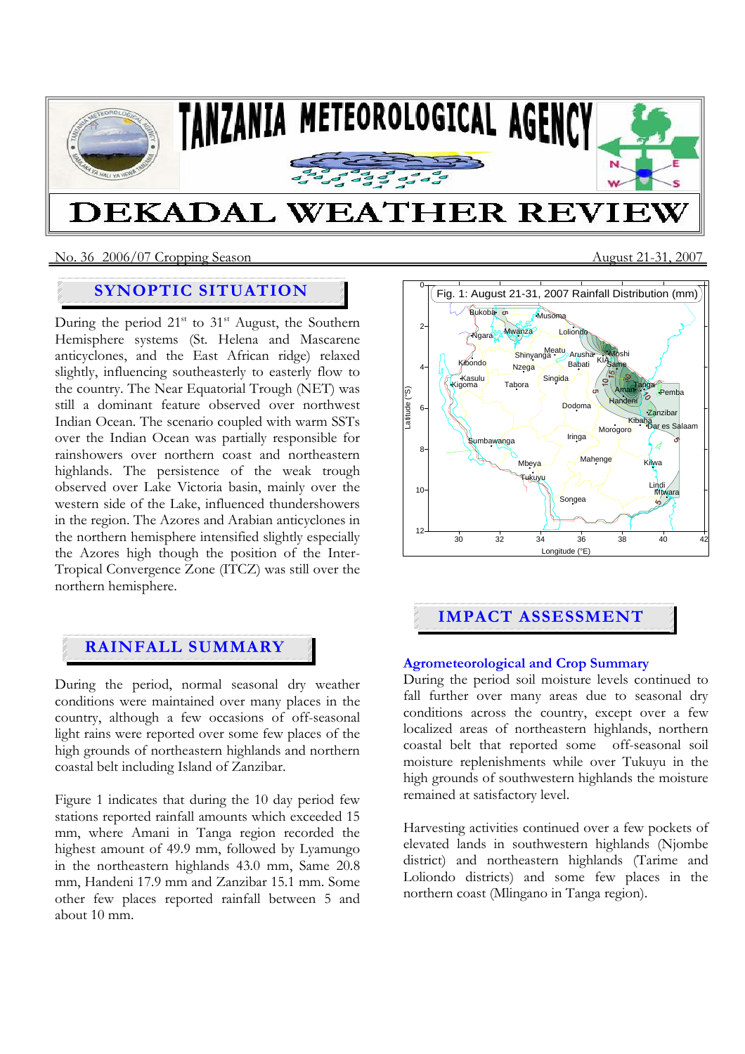# TANZANIA METEOROLOGICAL AGENCY

# DEKADAL WEATHER REVIEW

No. 36 2006/07 Cropping Season — August 21-31, 2007

## SYNOPTIC SITUATION

During the period 21st to 31st August, the Southern Hemisphere systems (St. Helena and Mascarene anticyclones, and the East African ridge) relaxed slightly, influencing southeasterly to easterly flow to the country. The Near Equatorial Trough (NET) was still a dominant feature observed over northwest Indian Ocean. The scenario coupled with warm SSTs over the Indian Ocean was partially responsible for rainshowers over northern coast and northeastern highlands. The persistence of the weak trough observed over Lake Victoria basin, mainly over the western side of the Lake, influenced thundershowers in the region. The Azores and Arabian anticyclones in the northern hemisphere intensified slightly especially the Azores high though the position of the Inter-Tropical Convergence Zone (ITCZ) was still over the northern hemisphere.

## RAINFALL SUMMARY

During the period, normal seasonal dry weather conditions were maintained over many places in the country, although a few occasions of off-seasonal light rains were reported over some few places of the high grounds of northeastern highlands and northern coastal belt including Island of Zanzibar.

Figure 1 indicates that during the 10 day period few stations reported rainfall amounts which exceeded 15 mm, where Amani in Tanga region recorded the highest amount of 49.9 mm, followed by Lyamungo in the northeastern highlands 43.0 mm, Same 20.8 mm, Handeni 17.9 mm and Zanzibar 15.1 mm. Some other few places reported rainfall between 5 and about 10 mm.

Fig. 1: August 21-31, 2007 Rainfall Distribution (mm)

## IMPACT ASSESSMENT

### Agrometeorological and Crop Summary

During the period soil moisture levels continued to fall further over many areas due to seasonal dry conditions across the country, except over a few localized areas of northeastern highlands, northern coastal belt that reported some off-seasonal soil moisture replenishments while over Tukuyu in the high grounds of southwestern highlands the moisture remained at satisfactory level.

Harvesting activities continued over a few pockets of elevated lands in southwestern highlands (Njombe district) and northeastern highlands (Tarime and Loliondo districts) and some few places in the northern coast (Mlingano in Tanga region).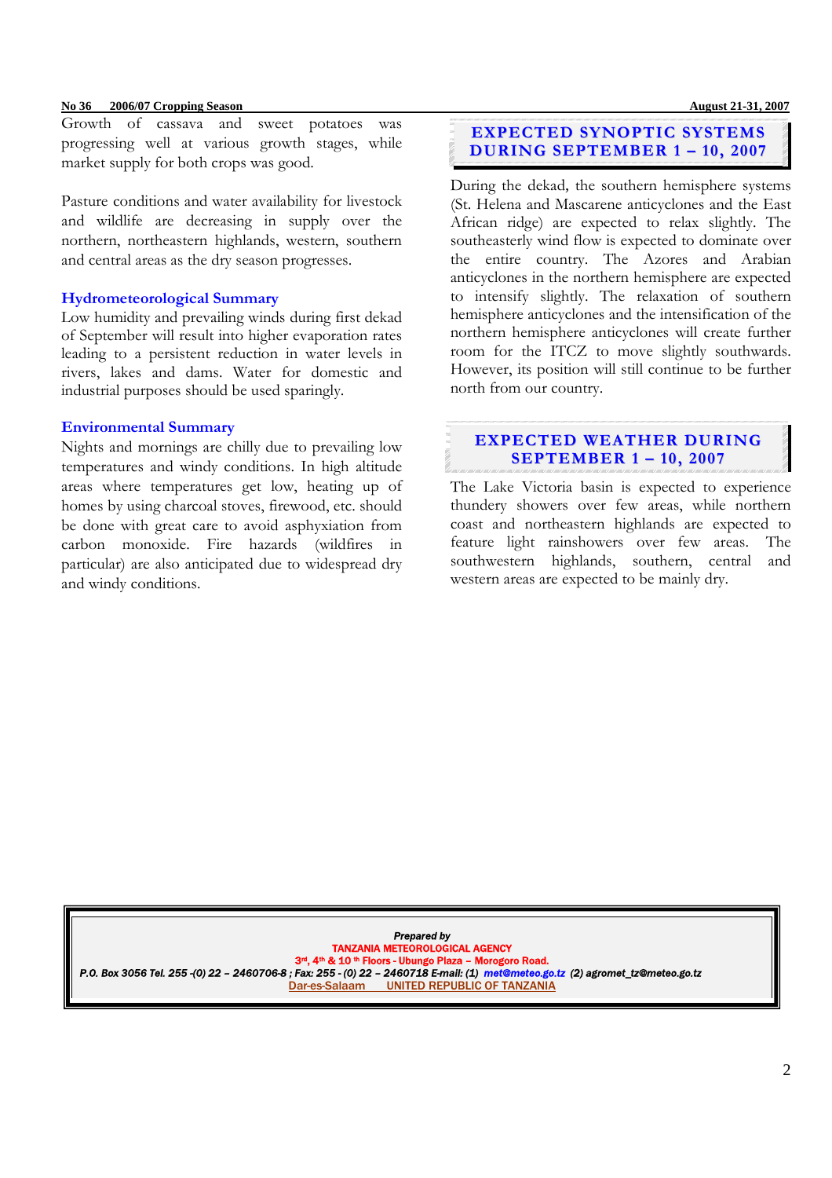Growth of cassava and sweet potatoes was progressing well at various growth stages, while market supply for both crops was good.

Pasture conditions and water availability for livestock and wildlife are decreasing in supply over the northern, northeastern highlands, western, southern and central areas as the dry season progresses.

## Hydrometeorological Summary

Low humidity and prevailing winds during first dekad of September will result into higher evaporation rates leading to a persistent reduction in water levels in rivers, lakes and dams. Water for domestic and industrial purposes should be used sparingly.

## Environmental Summary

Nights and mornings are chilly due to prevailing low temperatures and windy conditions. In high altitude areas where temperatures get low, heating up of homes by using charcoal stoves, firewood, etc. should be done with great care to avoid asphyxiation from carbon monoxide. Fire hazards (wildfires in particular) are also anticipated due to widespread dry and windy conditions.

## EXPECTED SYNOPTIC SYSTEMS DURING SEPTEMBER 1 – 10, 2007

During the dekad, the southern hemisphere systems (St. Helena and Mascarene anticyclones and the East African ridge) are expected to relax slightly. The southeasterly wind flow is expected to dominate over the entire country. The Azores and Arabian anticyclones in the northern hemisphere are expected to intensify slightly. The relaxation of southern hemisphere anticyclones and the intensification of the northern hemisphere anticyclones will create further room for the ITCZ to move slightly southwards. However, its position will still continue to be further north from our country.

## EXPECTED WEATHER DURING SEPTEMBER 1 – 10, 2007

The Lake Victoria basin is expected to experience thundery showers over few areas, while northern coast and northeastern highlands are expected to feature light rainshowers over few areas. The southwestern highlands, southern, central and western areas are expected to be mainly dry.

*Prepared by*
**TANZANIA METEOROLOGICAL AGENCY**
**3rd, 4th & 10th Floors - Ubungo Plaza – Morogoro Road.**
*P.O. Box 3056 Tel. 255 -(0) 22 – 2460706-8 ; Fax: 255 - (0) 22 – 2460718 E-mail: (1) met@meteo.go.tz (2) agromet_tz@meteo.go.tz*
Dar-es-Salaam UNITED REPUBLIC OF TANZANIA